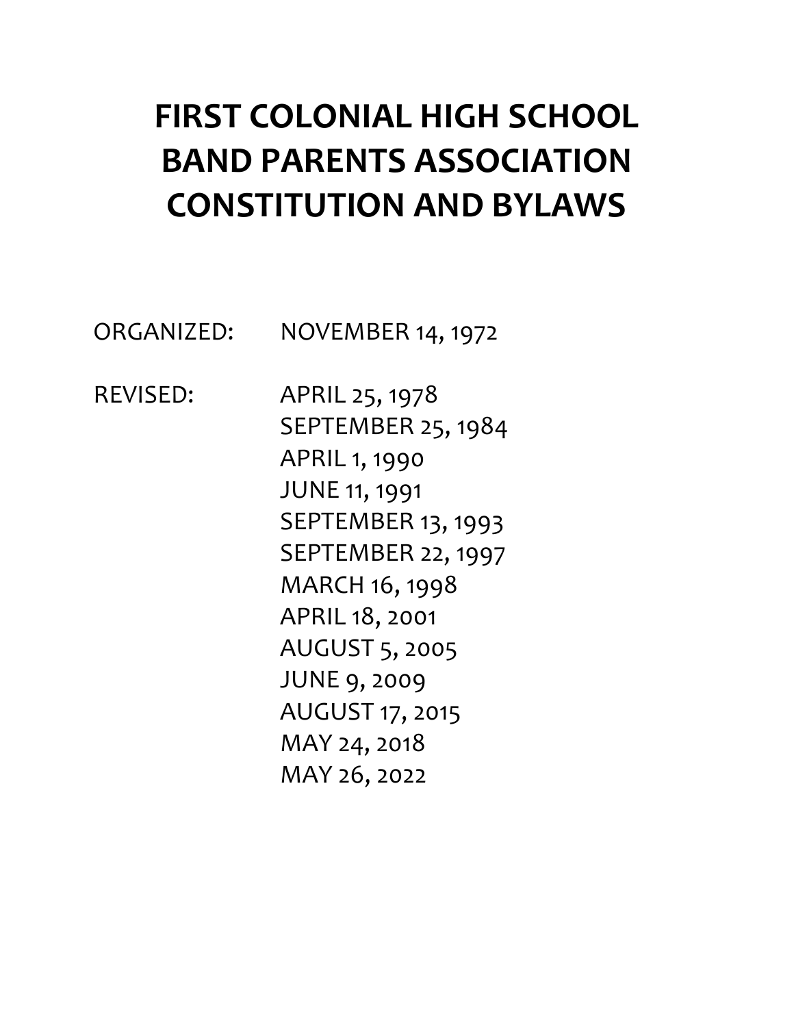# FIRST COLONIAL HIGH SCHOOL BAND PARENTS ASSOCIATION CONSTITUTION AND BYLAWS

ORGANIZED: NOVEMBER 14, 1972

REVISED: APRIL 25, 1978
SEPTEMBER 25, 1984
APRIL 1, 1990
JUNE 11, 1991
SEPTEMBER 13, 1993
SEPTEMBER 22, 1997
MARCH 16, 1998
APRIL 18, 2001
AUGUST 5, 2005
JUNE 9, 2009
AUGUST 17, 2015
MAY 24, 2018
MAY 26, 2022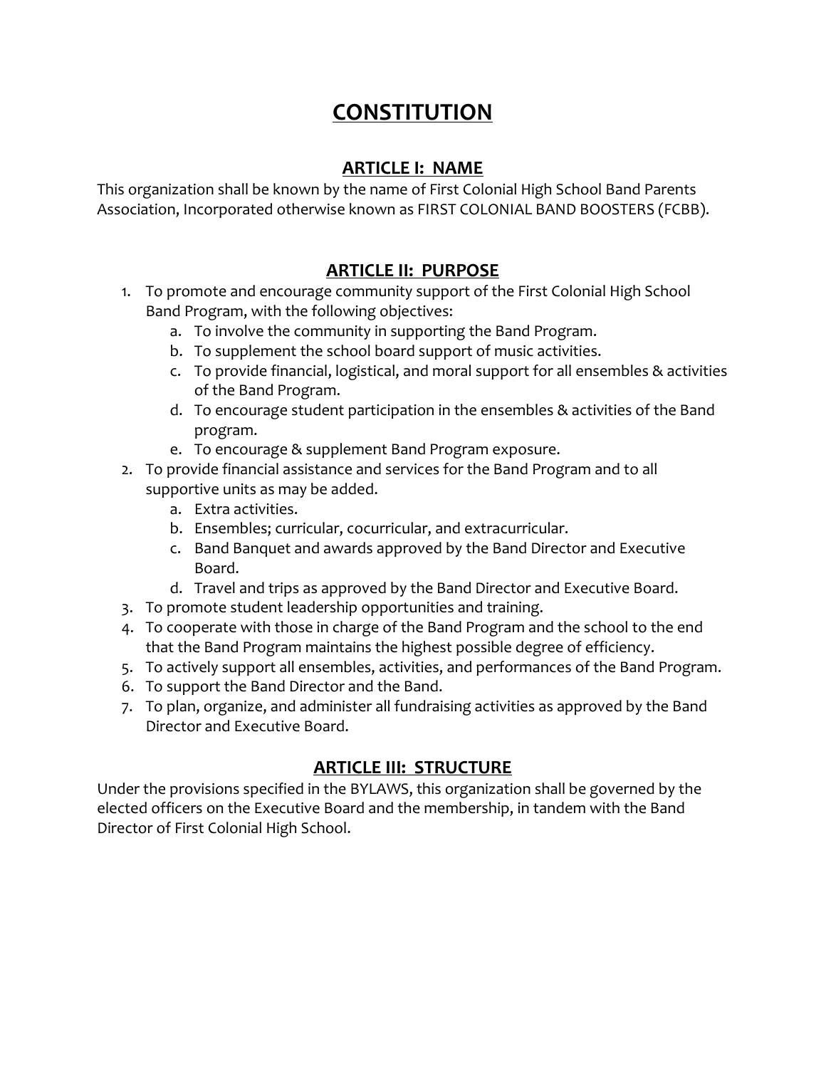# CONSTITUTION

## ARTICLE I: NAME

This organization shall be known by the name of First Colonial High School Band Parents Association, Incorporated otherwise known as FIRST COLONIAL BAND BOOSTERS (FCBB).

## ARTICLE II: PURPOSE

1. To promote and encourage community support of the First Colonial High School Band Program, with the following objectives:
   a. To involve the community in supporting the Band Program.
   b. To supplement the school board support of music activities.
   c. To provide financial, logistical, and moral support for all ensembles & activities of the Band Program.
   d. To encourage student participation in the ensembles & activities of the Band program.
   e. To encourage & supplement Band Program exposure.
2. To provide financial assistance and services for the Band Program and to all supportive units as may be added.
   a. Extra activities.
   b. Ensembles; curricular, cocurricular, and extracurricular.
   c. Band Banquet and awards approved by the Band Director and Executive Board.
   d. Travel and trips as approved by the Band Director and Executive Board.
3. To promote student leadership opportunities and training.
4. To cooperate with those in charge of the Band Program and the school to the end that the Band Program maintains the highest possible degree of efficiency.
5. To actively support all ensembles, activities, and performances of the Band Program.
6. To support the Band Director and the Band.
7. To plan, organize, and administer all fundraising activities as approved by the Band Director and Executive Board.

## ARTICLE III: STRUCTURE

Under the provisions specified in the BYLAWS, this organization shall be governed by the elected officers on the Executive Board and the membership, in tandem with the Band Director of First Colonial High School.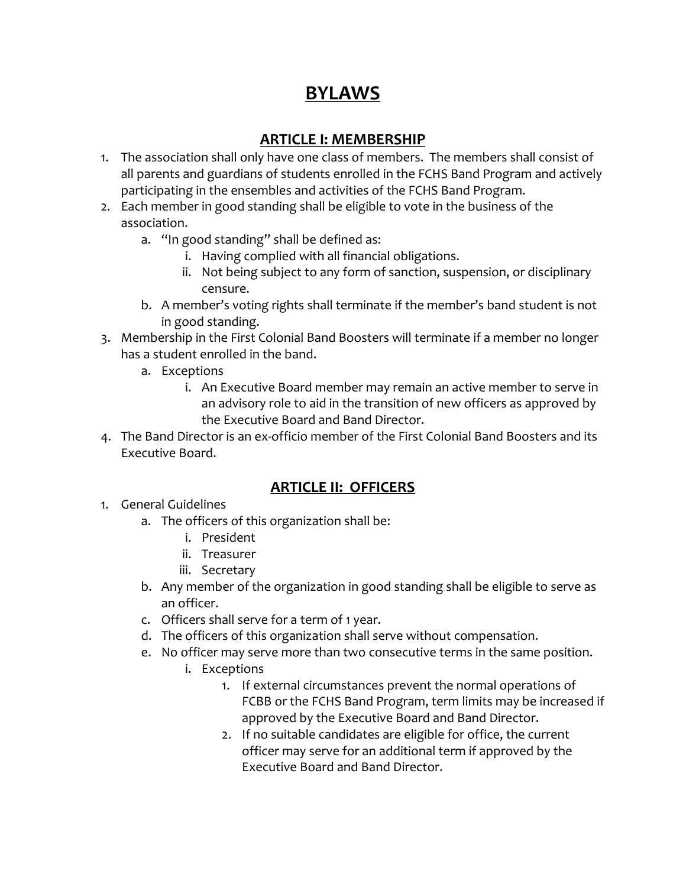# BYLAWS

## ARTICLE I: MEMBERSHIP

1. The association shall only have one class of members. The members shall consist of all parents and guardians of students enrolled in the FCHS Band Program and actively participating in the ensembles and activities of the FCHS Band Program.
2. Each member in good standing shall be eligible to vote in the business of the association.
   a. "In good standing" shall be defined as:
      i. Having complied with all financial obligations.
      ii. Not being subject to any form of sanction, suspension, or disciplinary censure.
   b. A member's voting rights shall terminate if the member's band student is not in good standing.
3. Membership in the First Colonial Band Boosters will terminate if a member no longer has a student enrolled in the band.
   a. Exceptions
      i. An Executive Board member may remain an active member to serve in an advisory role to aid in the transition of new officers as approved by the Executive Board and Band Director.
4. The Band Director is an ex-officio member of the First Colonial Band Boosters and its Executive Board.

## ARTICLE II: OFFICERS

1. General Guidelines
   a. The officers of this organization shall be:
      i. President
      ii. Treasurer
      iii. Secretary
   b. Any member of the organization in good standing shall be eligible to serve as an officer.
   c. Officers shall serve for a term of 1 year.
   d. The officers of this organization shall serve without compensation.
   e. No officer may serve more than two consecutive terms in the same position.
      i. Exceptions
         1. If external circumstances prevent the normal operations of FCBB or the FCHS Band Program, term limits may be increased if approved by the Executive Board and Band Director.
         2. If no suitable candidates are eligible for office, the current officer may serve for an additional term if approved by the Executive Board and Band Director.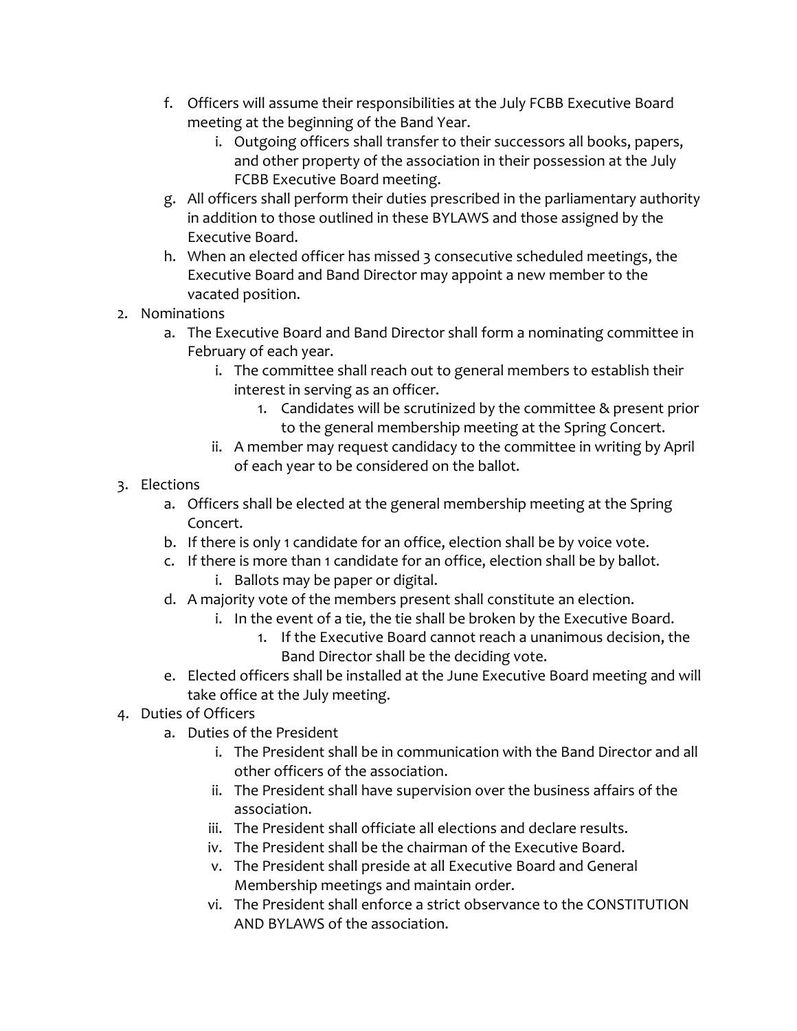f. Officers will assume their responsibilities at the July FCBB Executive Board meeting at the beginning of the Band Year.
      i. Outgoing officers shall transfer to their successors all books, papers, and other property of the association in their possession at the July FCBB Executive Board meeting.
   g. All officers shall perform their duties prescribed in the parliamentary authority in addition to those outlined in these BYLAWS and those assigned by the Executive Board.
   h. When an elected officer has missed 3 consecutive scheduled meetings, the Executive Board and Band Director may appoint a new member to the vacated position.

2. Nominations
   a. The Executive Board and Band Director shall form a nominating committee in February of each year.
      i. The committee shall reach out to general members to establish their interest in serving as an officer.
         1. Candidates will be scrutinized by the committee & present prior to the general membership meeting at the Spring Concert.
      ii. A member may request candidacy to the committee in writing by April of each year to be considered on the ballot.

3. Elections
   a. Officers shall be elected at the general membership meeting at the Spring Concert.
   b. If there is only 1 candidate for an office, election shall be by voice vote.
   c. If there is more than 1 candidate for an office, election shall be by ballot.
      i. Ballots may be paper or digital.
   d. A majority vote of the members present shall constitute an election.
      i. In the event of a tie, the tie shall be broken by the Executive Board.
         1. If the Executive Board cannot reach a unanimous decision, the Band Director shall be the deciding vote.
   e. Elected officers shall be installed at the June Executive Board meeting and will take office at the July meeting.

4. Duties of Officers
   a. Duties of the President
      i. The President shall be in communication with the Band Director and all other officers of the association.
      ii. The President shall have supervision over the business affairs of the association.
      iii. The President shall officiate all elections and declare results.
      iv. The President shall be the chairman of the Executive Board.
      v. The President shall preside at all Executive Board and General Membership meetings and maintain order.
      vi. The President shall enforce a strict observance to the CONSTITUTION AND BYLAWS of the association.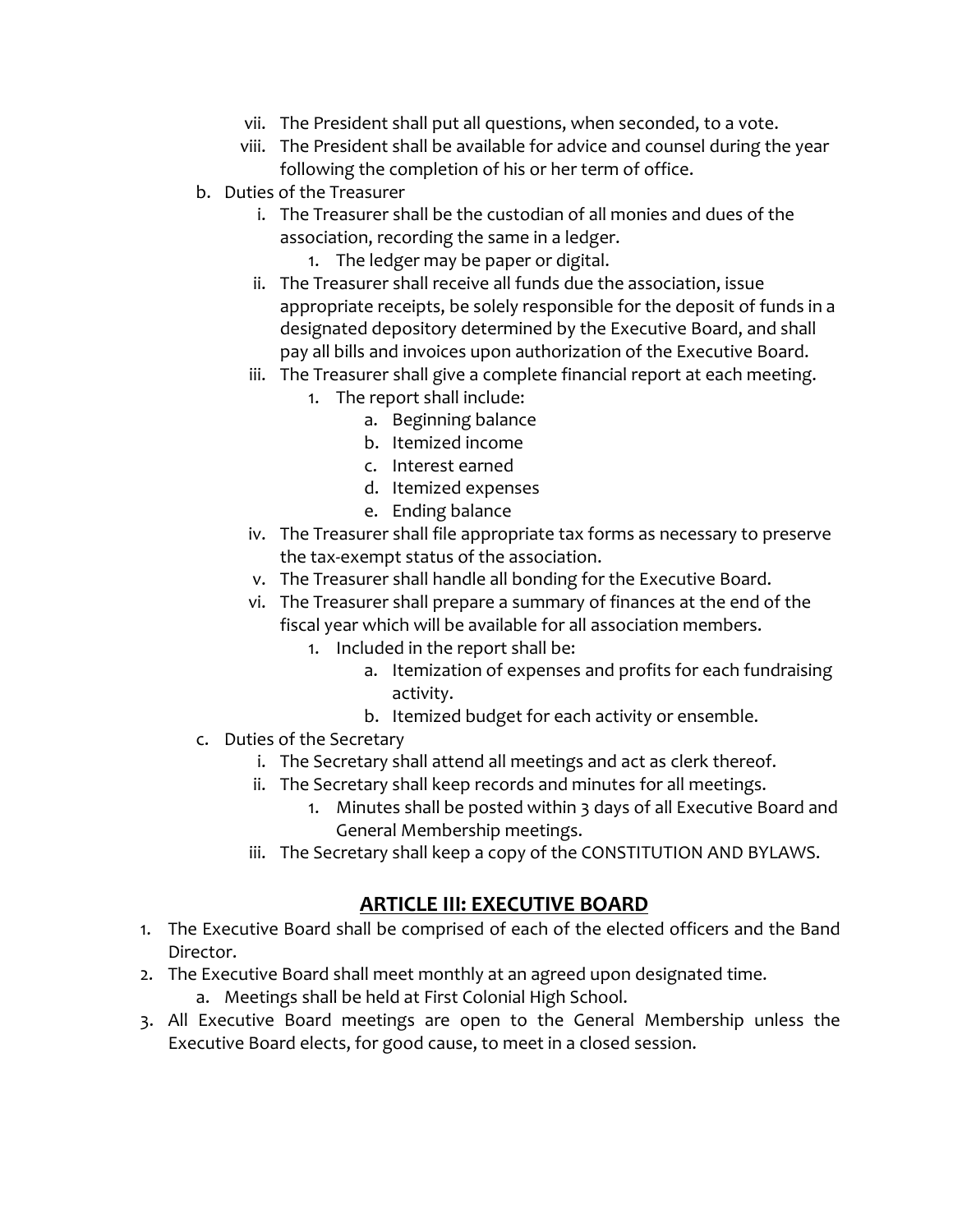vii. The President shall put all questions, when seconded, to a vote.
   viii. The President shall be available for advice and counsel during the year following the completion of his or her term of office.

b. Duties of the Treasurer
   i. The Treasurer shall be the custodian of all monies and dues of the association, recording the same in a ledger.
      1. The ledger may be paper or digital.
   ii. The Treasurer shall receive all funds due the association, issue appropriate receipts, be solely responsible for the deposit of funds in a designated depository determined by the Executive Board, and shall pay all bills and invoices upon authorization of the Executive Board.
   iii. The Treasurer shall give a complete financial report at each meeting.
      1. The report shall include:
         a. Beginning balance
         b. Itemized income
         c. Interest earned
         d. Itemized expenses
         e. Ending balance
   iv. The Treasurer shall file appropriate tax forms as necessary to preserve the tax-exempt status of the association.
   v. The Treasurer shall handle all bonding for the Executive Board.
   vi. The Treasurer shall prepare a summary of finances at the end of the fiscal year which will be available for all association members.
      1. Included in the report shall be:
         a. Itemization of expenses and profits for each fundraising activity.
         b. Itemized budget for each activity or ensemble.

c. Duties of the Secretary
   i. The Secretary shall attend all meetings and act as clerk thereof.
   ii. The Secretary shall keep records and minutes for all meetings.
      1. Minutes shall be posted within 3 days of all Executive Board and General Membership meetings.
   iii. The Secretary shall keep a copy of the CONSTITUTION AND BYLAWS.

## ARTICLE III: EXECUTIVE BOARD

1. The Executive Board shall be comprised of each of the elected officers and the Band Director.
2. The Executive Board shall meet monthly at an agreed upon designated time.
   a. Meetings shall be held at First Colonial High School.
3. All Executive Board meetings are open to the General Membership unless the Executive Board elects, for good cause, to meet in a closed session.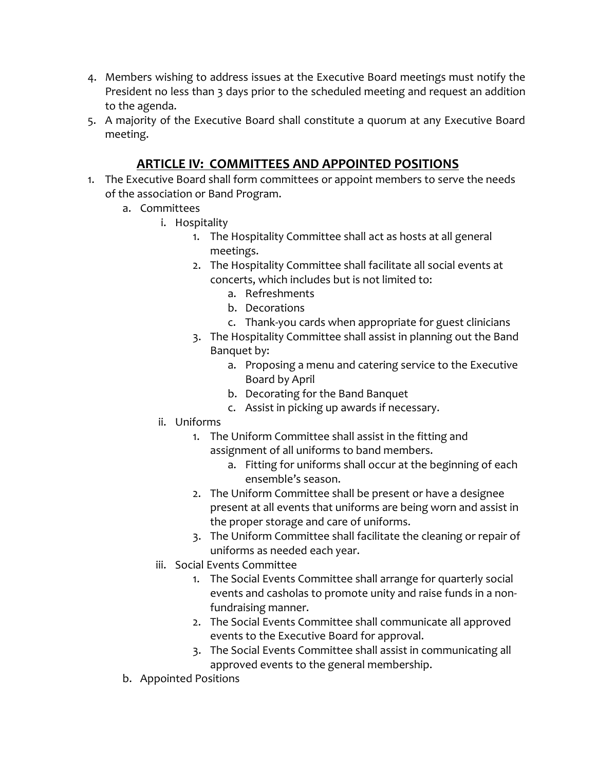4. Members wishing to address issues at the Executive Board meetings must notify the President no less than 3 days prior to the scheduled meeting and request an addition to the agenda.
5. A majority of the Executive Board shall constitute a quorum at any Executive Board meeting.

## ARTICLE IV: COMMITTEES AND APPOINTED POSITIONS

1. The Executive Board shall form committees or appoint members to serve the needs of the association or Band Program.
   a. Committees
      i. Hospitality
         1. The Hospitality Committee shall act as hosts at all general meetings.
         2. The Hospitality Committee shall facilitate all social events at concerts, which includes but is not limited to:
            a. Refreshments
            b. Decorations
            c. Thank-you cards when appropriate for guest clinicians
         3. The Hospitality Committee shall assist in planning out the Band Banquet by:
            a. Proposing a menu and catering service to the Executive Board by April
            b. Decorating for the Band Banquet
            c. Assist in picking up awards if necessary.
      ii. Uniforms
         1. The Uniform Committee shall assist in the fitting and assignment of all uniforms to band members.
            a. Fitting for uniforms shall occur at the beginning of each ensemble's season.
         2. The Uniform Committee shall be present or have a designee present at all events that uniforms are being worn and assist in the proper storage and care of uniforms.
         3. The Uniform Committee shall facilitate the cleaning or repair of uniforms as needed each year.
      iii. Social Events Committee
         1. The Social Events Committee shall arrange for quarterly social events and casholas to promote unity and raise funds in a non-fundraising manner.
         2. The Social Events Committee shall communicate all approved events to the Executive Board for approval.
         3. The Social Events Committee shall assist in communicating all approved events to the general membership.
   b. Appointed Positions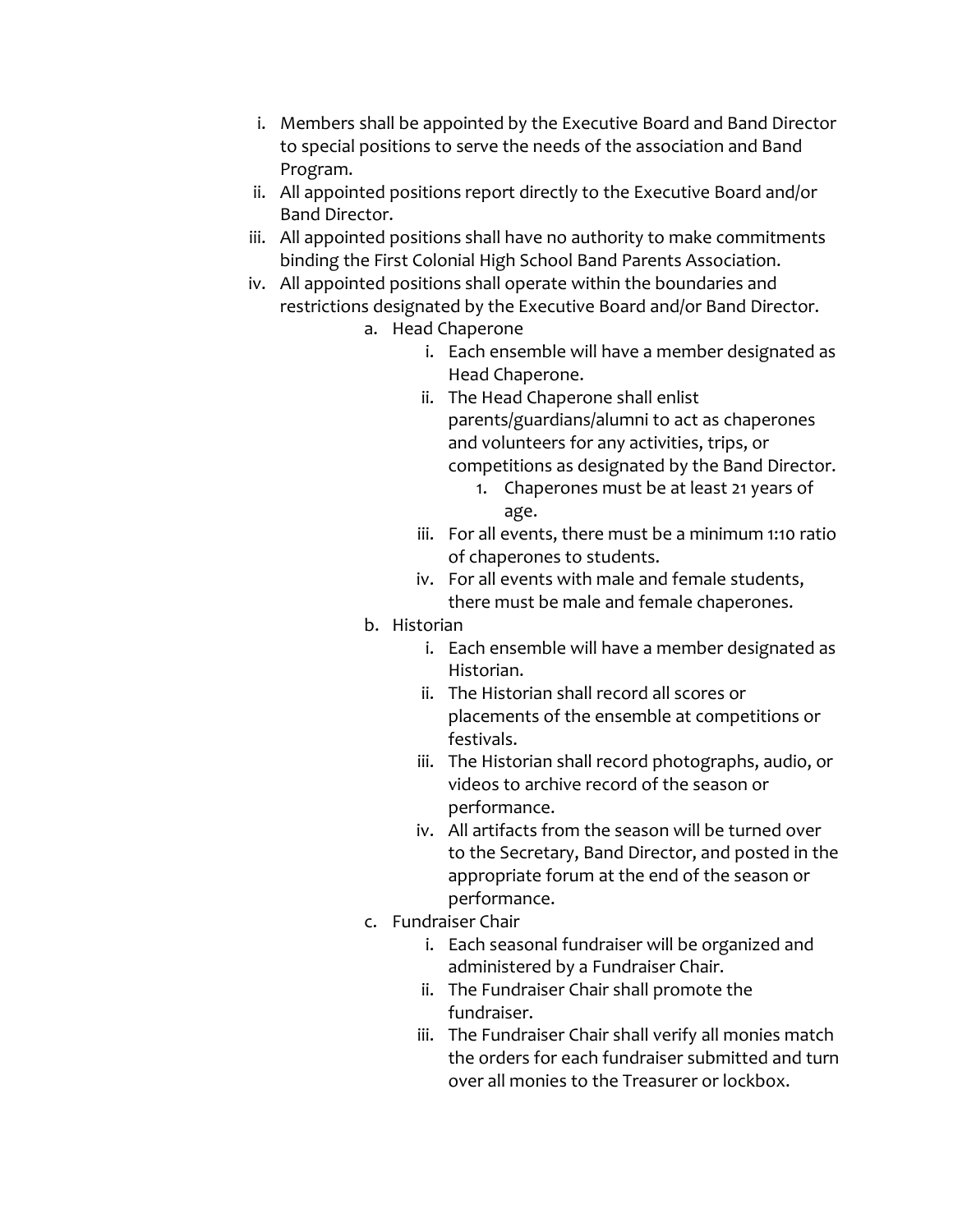i. Members shall be appointed by the Executive Board and Band Director to special positions to serve the needs of the association and Band Program.
ii. All appointed positions report directly to the Executive Board and/or Band Director.
iii. All appointed positions shall have no authority to make commitments binding the First Colonial High School Band Parents Association.
iv. All appointed positions shall operate within the boundaries and restrictions designated by the Executive Board and/or Band Director.
    a. Head Chaperone
        i. Each ensemble will have a member designated as Head Chaperone.
        ii. The Head Chaperone shall enlist parents/guardians/alumni to act as chaperones and volunteers for any activities, trips, or competitions as designated by the Band Director.
            1. Chaperones must be at least 21 years of age.
        iii. For all events, there must be a minimum 1:10 ratio of chaperones to students.
        iv. For all events with male and female students, there must be male and female chaperones.
    b. Historian
        i. Each ensemble will have a member designated as Historian.
        ii. The Historian shall record all scores or placements of the ensemble at competitions or festivals.
        iii. The Historian shall record photographs, audio, or videos to archive record of the season or performance.
        iv. All artifacts from the season will be turned over to the Secretary, Band Director, and posted in the appropriate forum at the end of the season or performance.
    c. Fundraiser Chair
        i. Each seasonal fundraiser will be organized and administered by a Fundraiser Chair.
        ii. The Fundraiser Chair shall promote the fundraiser.
        iii. The Fundraiser Chair shall verify all monies match the orders for each fundraiser submitted and turn over all monies to the Treasurer or lockbox.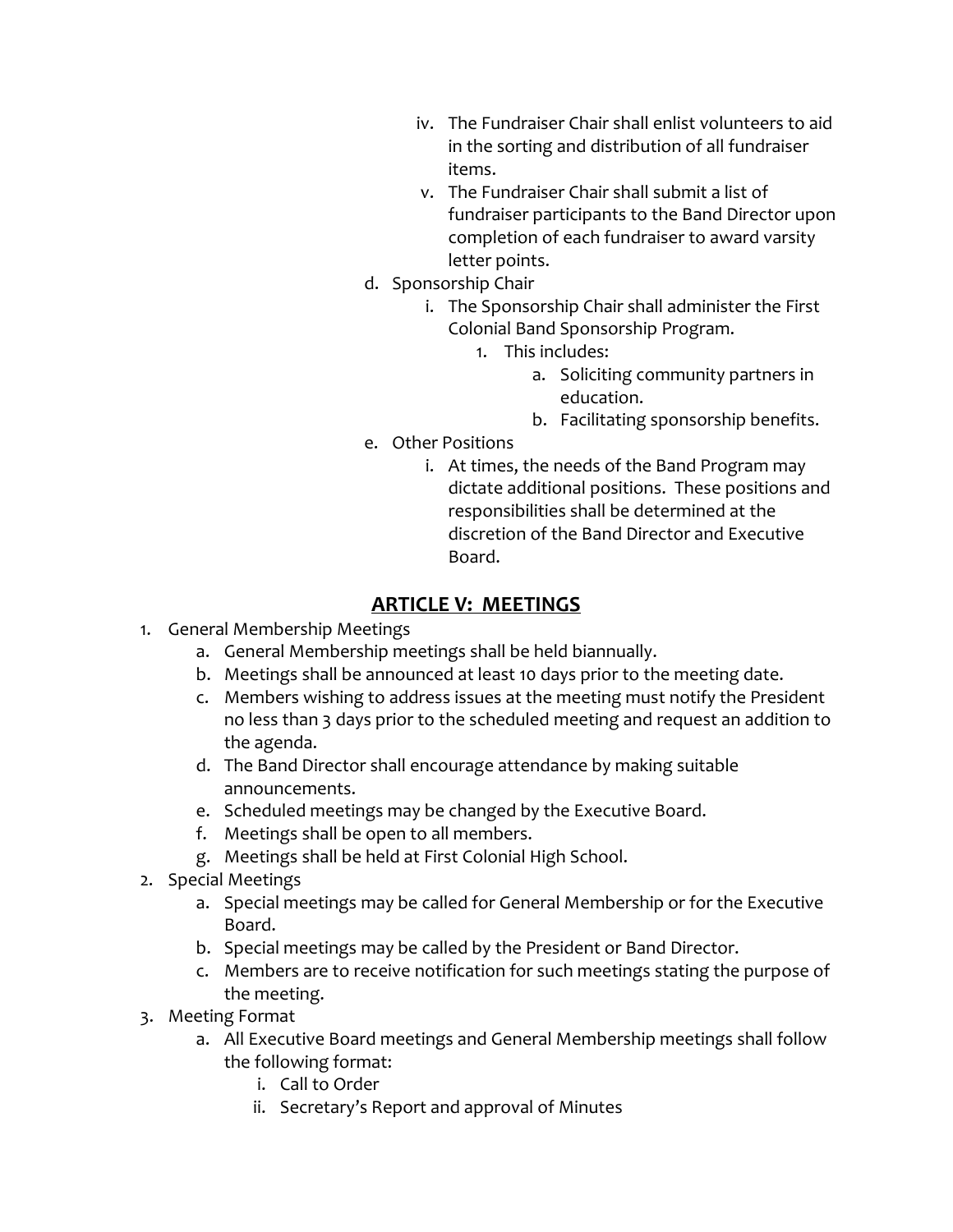iv. The Fundraiser Chair shall enlist volunteers to aid in the sorting and distribution of all fundraiser items.

v. The Fundraiser Chair shall submit a list of fundraiser participants to the Band Director upon completion of each fundraiser to award varsity letter points.

d. Sponsorship Chair

   i. The Sponsorship Chair shall administer the First Colonial Band Sponsorship Program.

      1. This includes:

         a. Soliciting community partners in education.

         b. Facilitating sponsorship benefits.

e. Other Positions

   i. At times, the needs of the Band Program may dictate additional positions. These positions and responsibilities shall be determined at the discretion of the Band Director and Executive Board.

## **ARTICLE V: MEETINGS**

1. General Membership Meetings
   a. General Membership meetings shall be held biannually.
   b. Meetings shall be announced at least 10 days prior to the meeting date.
   c. Members wishing to address issues at the meeting must notify the President no less than 3 days prior to the scheduled meeting and request an addition to the agenda.
   d. The Band Director shall encourage attendance by making suitable announcements.
   e. Scheduled meetings may be changed by the Executive Board.
   f. Meetings shall be open to all members.
   g. Meetings shall be held at First Colonial High School.
2. Special Meetings
   a. Special meetings may be called for General Membership or for the Executive Board.
   b. Special meetings may be called by the President or Band Director.
   c. Members are to receive notification for such meetings stating the purpose of the meeting.
3. Meeting Format
   a. All Executive Board meetings and General Membership meetings shall follow the following format:
      i. Call to Order
      ii. Secretary's Report and approval of Minutes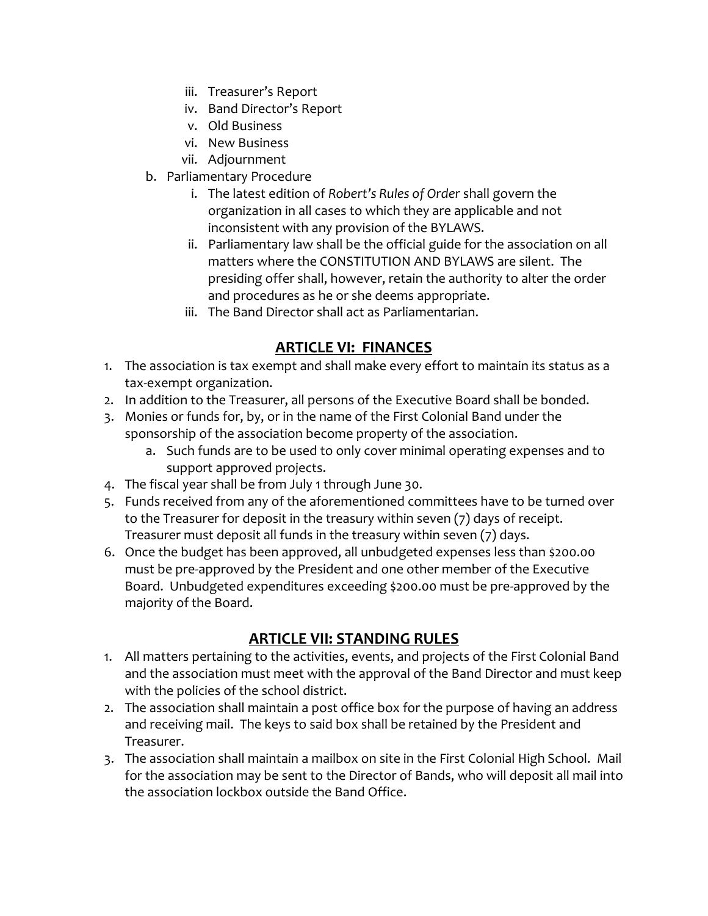iii. Treasurer's Report
   iv. Band Director's Report
   v. Old Business
   vi. New Business
   vii. Adjournment

b. Parliamentary Procedure
   i. The latest edition of *Robert's Rules of Order* shall govern the organization in all cases to which they are applicable and not inconsistent with any provision of the BYLAWS.
   ii. Parliamentary law shall be the official guide for the association on all matters where the CONSTITUTION AND BYLAWS are silent. The presiding offer shall, however, retain the authority to alter the order and procedures as he or she deems appropriate.
   iii. The Band Director shall act as Parliamentarian.

## **ARTICLE VI: FINANCES**

1. The association is tax exempt and shall make every effort to maintain its status as a tax-exempt organization.
2. In addition to the Treasurer, all persons of the Executive Board shall be bonded.
3. Monies or funds for, by, or in the name of the First Colonial Band under the sponsorship of the association become property of the association.
   a. Such funds are to be used to only cover minimal operating expenses and to support approved projects.
4. The fiscal year shall be from July 1 through June 30.
5. Funds received from any of the aforementioned committees have to be turned over to the Treasurer for deposit in the treasury within seven (7) days of receipt. Treasurer must deposit all funds in the treasury within seven (7) days.
6. Once the budget has been approved, all unbudgeted expenses less than $200.00 must be pre-approved by the President and one other member of the Executive Board. Unbudgeted expenditures exceeding $200.00 must be pre-approved by the majority of the Board.

## **ARTICLE VII: STANDING RULES**

1. All matters pertaining to the activities, events, and projects of the First Colonial Band and the association must meet with the approval of the Band Director and must keep with the policies of the school district.
2. The association shall maintain a post office box for the purpose of having an address and receiving mail. The keys to said box shall be retained by the President and Treasurer.
3. The association shall maintain a mailbox on site in the First Colonial High School. Mail for the association may be sent to the Director of Bands, who will deposit all mail into the association lockbox outside the Band Office.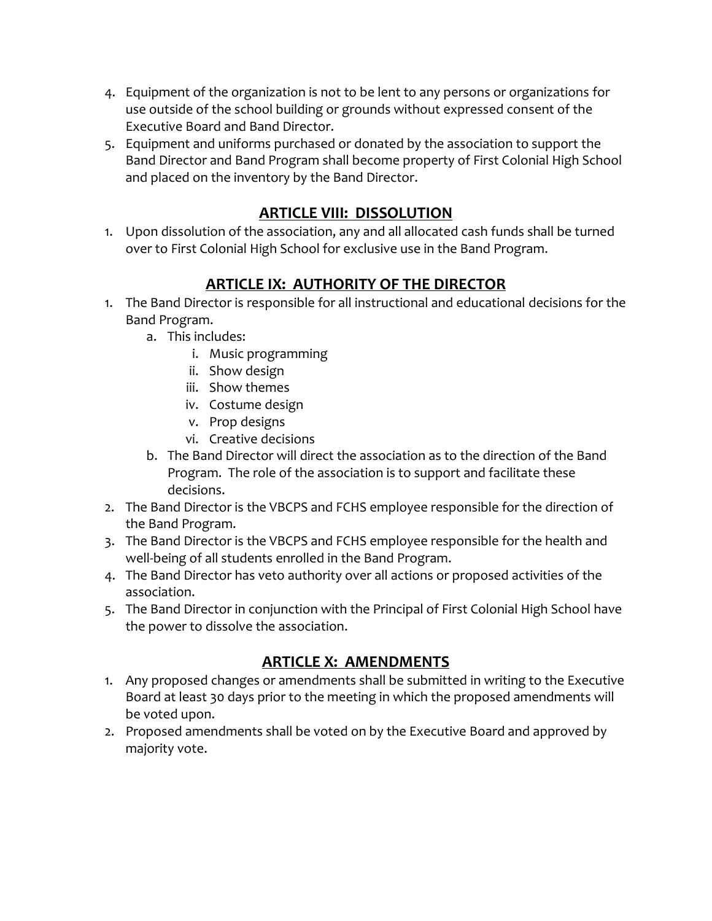4. Equipment of the organization is not to be lent to any persons or organizations for use outside of the school building or grounds without expressed consent of the Executive Board and Band Director.
5. Equipment and uniforms purchased or donated by the association to support the Band Director and Band Program shall become property of First Colonial High School and placed on the inventory by the Band Director.

## ARTICLE VIII: DISSOLUTION

1. Upon dissolution of the association, any and all allocated cash funds shall be turned over to First Colonial High School for exclusive use in the Band Program.

## ARTICLE IX: AUTHORITY OF THE DIRECTOR

1. The Band Director is responsible for all instructional and educational decisions for the Band Program.
   a. This includes:
      i. Music programming
      ii. Show design
      iii. Show themes
      iv. Costume design
      v. Prop designs
      vi. Creative decisions
   b. The Band Director will direct the association as to the direction of the Band Program. The role of the association is to support and facilitate these decisions.
2. The Band Director is the VBCPS and FCHS employee responsible for the direction of the Band Program.
3. The Band Director is the VBCPS and FCHS employee responsible for the health and well-being of all students enrolled in the Band Program.
4. The Band Director has veto authority over all actions or proposed activities of the association.
5. The Band Director in conjunction with the Principal of First Colonial High School have the power to dissolve the association.

## ARTICLE X: AMENDMENTS

1. Any proposed changes or amendments shall be submitted in writing to the Executive Board at least 30 days prior to the meeting in which the proposed amendments will be voted upon.
2. Proposed amendments shall be voted on by the Executive Board and approved by majority vote.